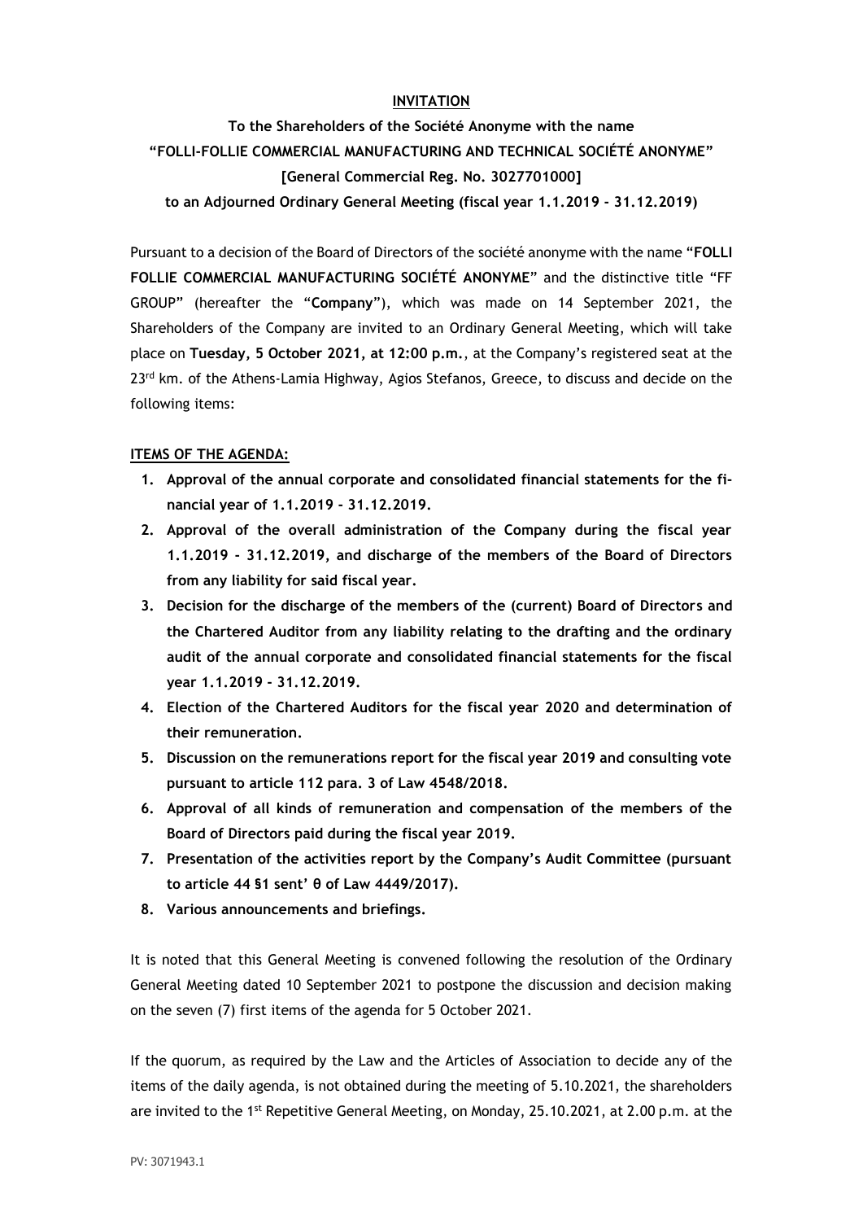**INVITATION**

**To the Shareholders of the Société Anonyme with the name**
**"FOLLI-FOLLIE COMMERCIAL MANUFACTURING AND TECHNICAL SOCIÉTÉ ANONYME"**
**[General Commercial Reg. No. 3027701000]**
**to an Adjourned Ordinary General Meeting (fiscal year 1.1.2019 - 31.12.2019)**

Pursuant to a decision of the Board of Directors of the société anonyme with the name "**FOLLI FOLLIE COMMERCIAL MANUFACTURING SOCIÉTÉ ANONYME**" and the distinctive title "FF GROUP" (hereafter the "**Company**"), which was made on 14 September 2021, the Shareholders of the Company are invited to an Ordinary General Meeting, which will take place on **Tuesday, 5 October 2021, at 12:00 p.m.**, at the Company's registered seat at the 23rd km. of the Athens-Lamia Highway, Agios Stefanos, Greece, to discuss and decide on the following items:

**ITEMS OF THE AGENDA:**

1. **Approval of the annual corporate and consolidated financial statements for the financial year of 1.1.2019 - 31.12.2019.**
2. **Approval of the overall administration of the Company during the fiscal year 1.1.2019 - 31.12.2019, and discharge of the members of the Board of Directors from any liability for said fiscal year.**
3. **Decision for the discharge of the members of the (current) Board of Directors and the Chartered Auditor from any liability relating to the drafting and the ordinary audit of the annual corporate and consolidated financial statements for the fiscal year 1.1.2019 - 31.12.2019.**
4. **Election of the Chartered Auditors for the fiscal year 2020 and determination of their remuneration.**
5. **Discussion on the remunerations report for the fiscal year 2019 and consulting vote pursuant to article 112 para. 3 of Law 4548/2018.**
6. **Approval of all kinds of remuneration and compensation of the members of the Board of Directors paid during the fiscal year 2019.**
7. **Presentation of the activities report by the Company's Audit Committee (pursuant to article 44 §1 sent' θ of Law 4449/2017).**
8. **Various announcements and briefings.**

It is noted that this General Meeting is convened following the resolution of the Ordinary General Meeting dated 10 September 2021 to postpone the discussion and decision making on the seven (7) first items of the agenda for 5 October 2021.

If the quorum, as required by the Law and the Articles of Association to decide any of the items of the daily agenda, is not obtained during the meeting of 5.10.2021, the shareholders are invited to the 1st Repetitive General Meeting, on Monday, 25.10.2021, at 2.00 p.m. at the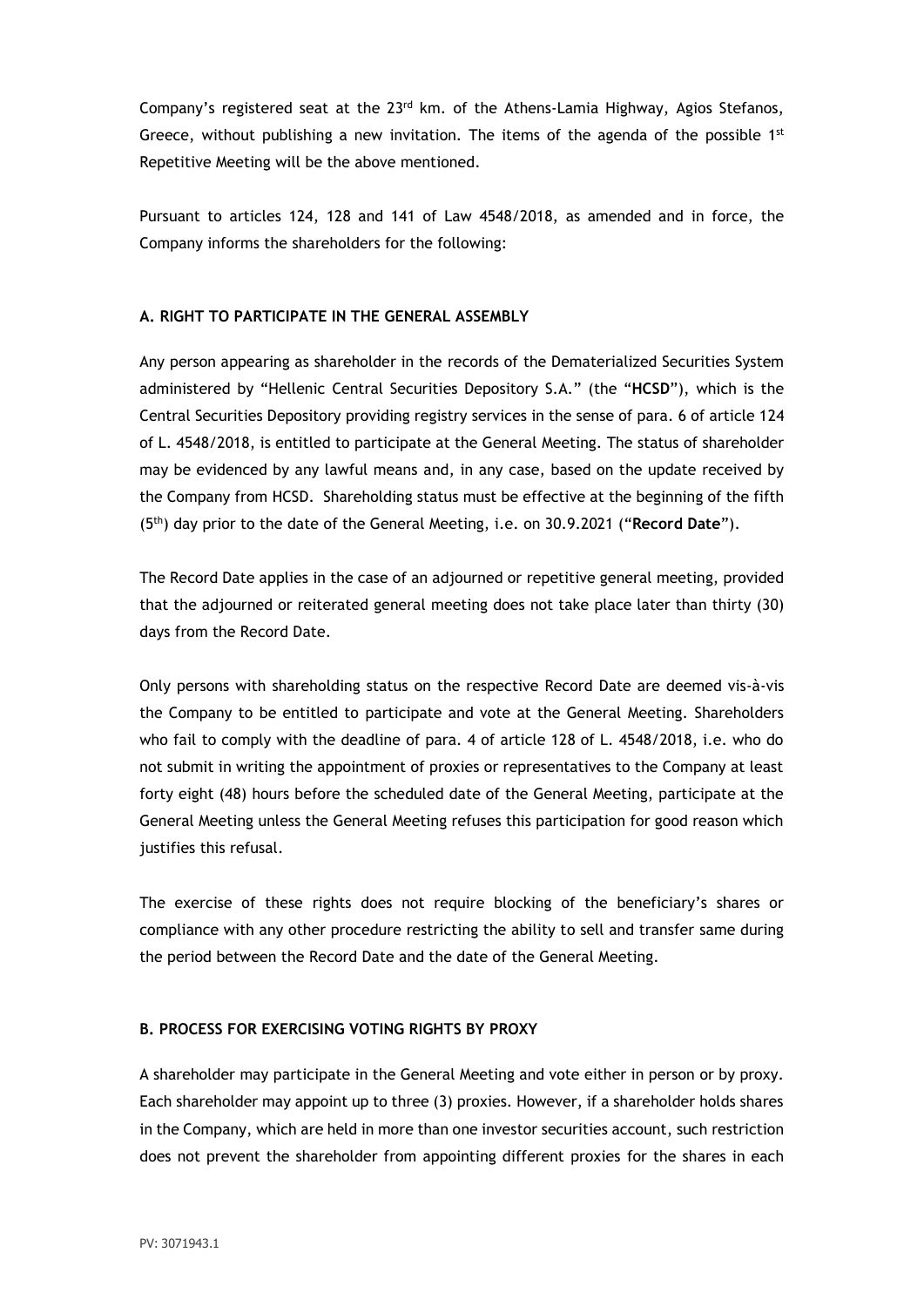Company's registered seat at the 23[rd] km. of the Athens-Lamia Highway, Agios Stefanos, Greece, without publishing a new invitation. The items of the agenda of the possible 1[st] Repetitive Meeting will be the above mentioned.

Pursuant to articles 124, 128 and 141 of Law 4548/2018, as amended and in force, the Company informs the shareholders for the following:

**A. RIGHT TO PARTICIPATE IN THE GENERAL ASSEMBLY**

Any person appearing as shareholder in the records of the Dematerialized Securities System administered by "Hellenic Central Securities Depository S.A." (the "**HCSD**"), which is the Central Securities Depository providing registry services in the sense of para. 6 of article 124 of L. 4548/2018, is entitled to participate at the General Meeting. The status of shareholder may be evidenced by any lawful means and, in any case, based on the update received by the Company from HCSD. Shareholding status must be effective at the beginning of the fifth (5[th]) day prior to the date of the General Meeting, i.e. on 30.9.2021 ("**Record Date**").

The Record Date applies in the case of an adjourned or repetitive general meeting, provided that the adjourned or reiterated general meeting does not take place later than thirty (30) days from the Record Date.

Only persons with shareholding status on the respective Record Date are deemed vis-à-vis the Company to be entitled to participate and vote at the General Meeting. Shareholders who fail to comply with the deadline of para. 4 of article 128 of L. 4548/2018, i.e. who do not submit in writing the appointment of proxies or representatives to the Company at least forty eight (48) hours before the scheduled date of the General Meeting, participate at the General Meeting unless the General Meeting refuses this participation for good reason which justifies this refusal.

The exercise of these rights does not require blocking of the beneficiary's shares or compliance with any other procedure restricting the ability to sell and transfer same during the period between the Record Date and the date of the General Meeting.

**B. PROCESS FOR EXERCISING VOTING RIGHTS BY PROXY**

A shareholder may participate in the General Meeting and vote either in person or by proxy. Each shareholder may appoint up to three (3) proxies. However, if a shareholder holds shares in the Company, which are held in more than one investor securities account, such restriction does not prevent the shareholder from appointing different proxies for the shares in each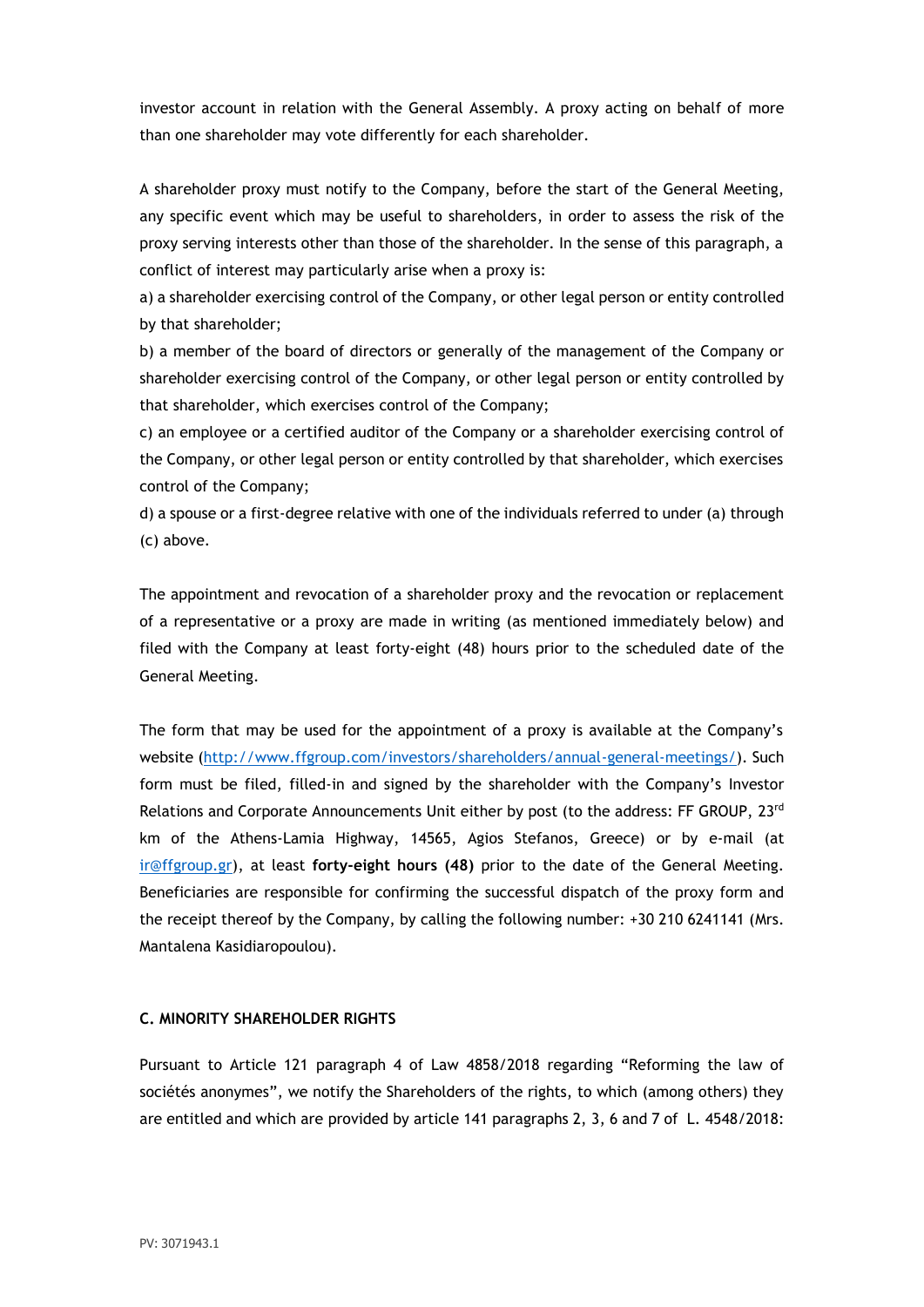investor account in relation with the General Assembly. A proxy acting on behalf of more than one shareholder may vote differently for each shareholder.

A shareholder proxy must notify to the Company, before the start of the General Meeting, any specific event which may be useful to shareholders, in order to assess the risk of the proxy serving interests other than those of the shareholder. In the sense of this paragraph, a conflict of interest may particularly arise when a proxy is:

a) a shareholder exercising control of the Company, or other legal person or entity controlled by that shareholder;

b) a member of the board of directors or generally of the management of the Company or shareholder exercising control of the Company, or other legal person or entity controlled by that shareholder, which exercises control of the Company;

c) an employee or a certified auditor of the Company or a shareholder exercising control of the Company, or other legal person or entity controlled by that shareholder, which exercises control of the Company;

d) a spouse or a first-degree relative with one of the individuals referred to under (a) through (c) above.

The appointment and revocation of a shareholder proxy and the revocation or replacement of a representative or a proxy are made in writing (as mentioned immediately below) and filed with the Company at least forty-eight (48) hours prior to the scheduled date of the General Meeting.

The form that may be used for the appointment of a proxy is available at the Company's website ([http://www.ffgroup.com/investors/shareholders/annual-general-meetings/](http://www.ffgroup.com/investors/shareholders/annual-general-meetings/)). Such form must be filed, filled-in and signed by the shareholder with the Company's Investor Relations and Corporate Announcements Unit either by post (to the address: FF GROUP, 23rd km of the Athens-Lamia Highway, 14565, Agios Stefanos, Greece) or by e-mail (at [ir@ffgroup.gr](mailto:ir@ffgroup.gr)), at least **forty-eight hours (48)** prior to the date of the General Meeting. Beneficiaries are responsible for confirming the successful dispatch of the proxy form and the receipt thereof by the Company, by calling the following number: +30 210 6241141 (Mrs. Mantalena Kasidiaropoulou).

**C. MINORITY SHAREHOLDER RIGHTS**

Pursuant to Article 121 paragraph 4 of Law 4858/2018 regarding "Reforming the law of sociétés anonymes", we notify the Shareholders of the rights, to which (among others) they are entitled and which are provided by article 141 paragraphs 2, 3, 6 and 7 of L. 4548/2018: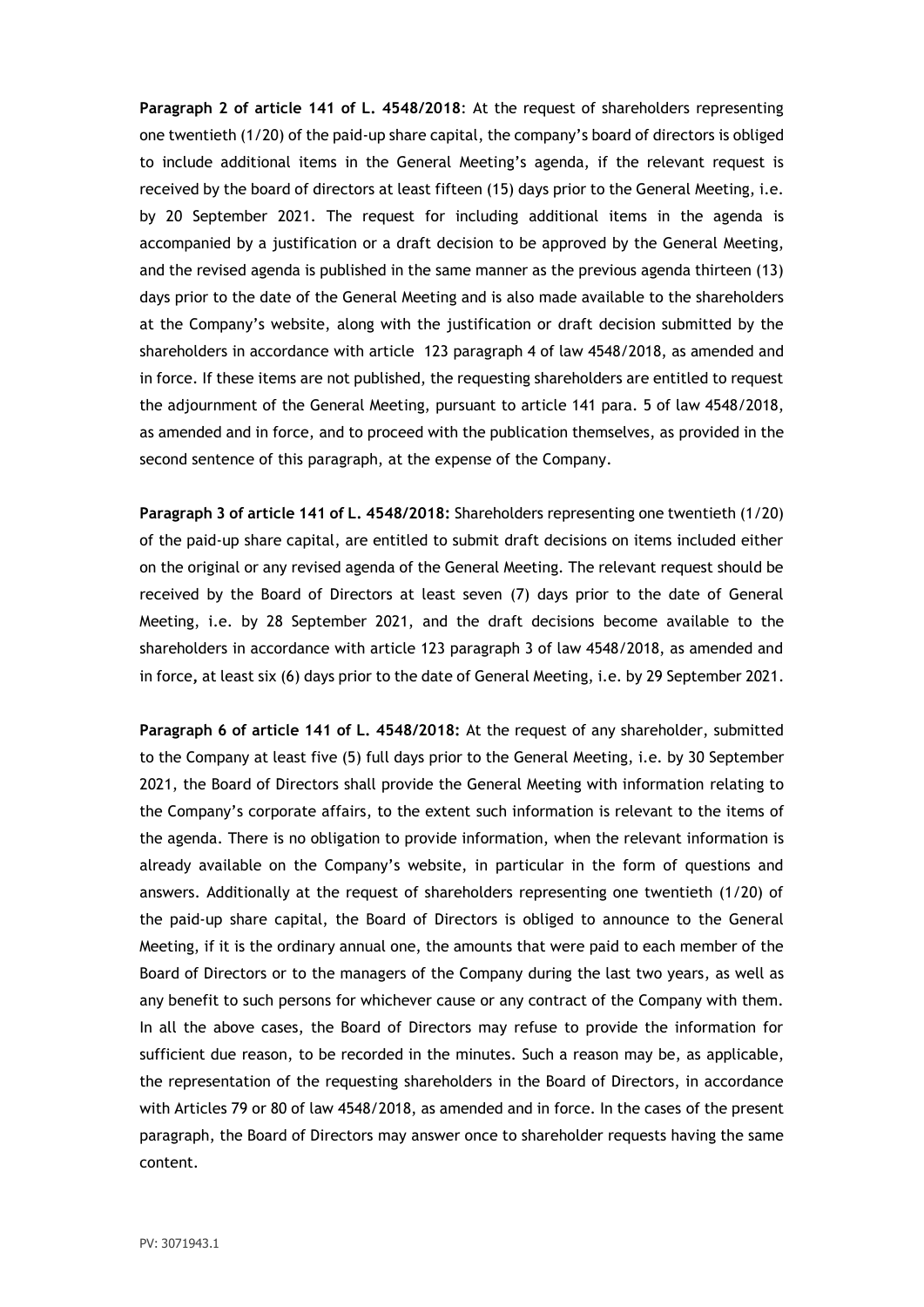**Paragraph 2 of article 141 of L. 4548/2018**: At the request of shareholders representing one twentieth (1/20) of the paid-up share capital, the company's board of directors is obliged to include additional items in the General Meeting's agenda, if the relevant request is received by the board of directors at least fifteen (15) days prior to the General Meeting, i.e. by 20 September 2021. The request for including additional items in the agenda is accompanied by a justification or a draft decision to be approved by the General Meeting, and the revised agenda is published in the same manner as the previous agenda thirteen (13) days prior to the date of the General Meeting and is also made available to the shareholders at the Company's website, along with the justification or draft decision submitted by the shareholders in accordance with article 123 paragraph 4 of law 4548/2018, as amended and in force. If these items are not published, the requesting shareholders are entitled to request the adjournment of the General Meeting, pursuant to article 141 para. 5 of law 4548/2018, as amended and in force, and to proceed with the publication themselves, as provided in the second sentence of this paragraph, at the expense of the Company.

**Paragraph 3 of article 141 of L. 4548/2018:** Shareholders representing one twentieth (1/20) of the paid-up share capital, are entitled to submit draft decisions on items included either on the original or any revised agenda of the General Meeting. The relevant request should be received by the Board of Directors at least seven (7) days prior to the date of General Meeting, i.e. by 28 September 2021, and the draft decisions become available to the shareholders in accordance with article 123 paragraph 3 of law 4548/2018, as amended and in force, at least six (6) days prior to the date of General Meeting, i.e. by 29 September 2021.

**Paragraph 6 of article 141 of L. 4548/2018:** At the request of any shareholder, submitted to the Company at least five (5) full days prior to the General Meeting, i.e. by 30 September 2021, the Board of Directors shall provide the General Meeting with information relating to the Company's corporate affairs, to the extent such information is relevant to the items of the agenda. There is no obligation to provide information, when the relevant information is already available on the Company's website, in particular in the form of questions and answers. Additionally at the request of shareholders representing one twentieth (1/20) of the paid-up share capital, the Board of Directors is obliged to announce to the General Meeting, if it is the ordinary annual one, the amounts that were paid to each member of the Board of Directors or to the managers of the Company during the last two years, as well as any benefit to such persons for whichever cause or any contract of the Company with them. In all the above cases, the Board of Directors may refuse to provide the information for sufficient due reason, to be recorded in the minutes. Such a reason may be, as applicable, the representation of the requesting shareholders in the Board of Directors, in accordance with Articles 79 or 80 of law 4548/2018, as amended and in force. In the cases of the present paragraph, the Board of Directors may answer once to shareholder requests having the same content.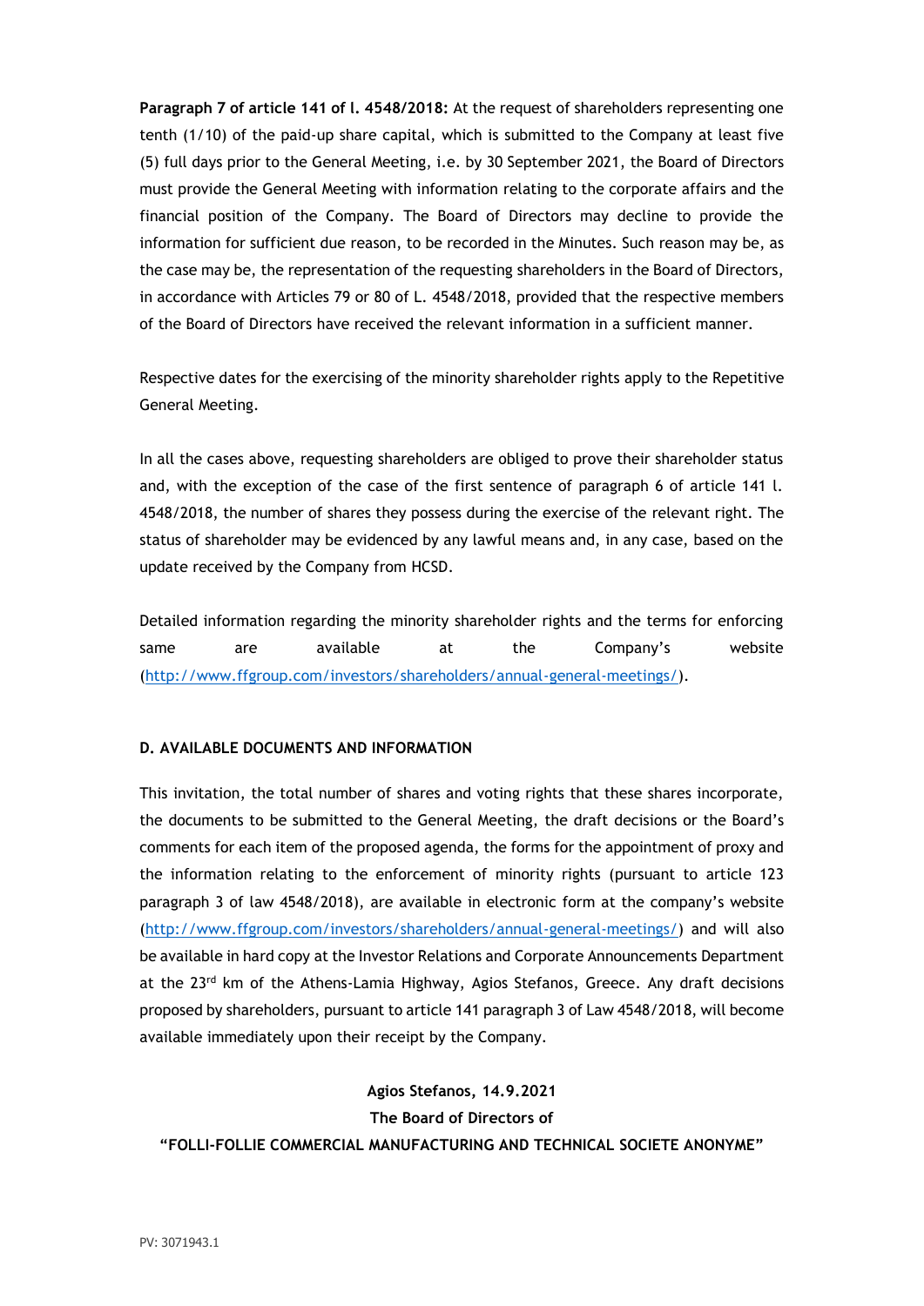**Paragraph 7 of article 141 of l. 4548/2018:** At the request of shareholders representing one tenth (1/10) of the paid-up share capital, which is submitted to the Company at least five (5) full days prior to the General Meeting, i.e. by 30 September 2021, the Board of Directors must provide the General Meeting with information relating to the corporate affairs and the financial position of the Company. The Board of Directors may decline to provide the information for sufficient due reason, to be recorded in the Minutes. Such reason may be, as the case may be, the representation of the requesting shareholders in the Board of Directors, in accordance with Articles 79 or 80 of L. 4548/2018, provided that the respective members of the Board of Directors have received the relevant information in a sufficient manner.

Respective dates for the exercising of the minority shareholder rights apply to the Repetitive General Meeting.

In all the cases above, requesting shareholders are obliged to prove their shareholder status and, with the exception of the case of the first sentence of paragraph 6 of article 141 l. 4548/2018, the number of shares they possess during the exercise of the relevant right. The status of shareholder may be evidenced by any lawful means and, in any case, based on the update received by the Company from HCSD.

Detailed information regarding the minority shareholder rights and the terms for enforcing same are available at the Company's website (http://www.ffgroup.com/investors/shareholders/annual-general-meetings/).

**D. AVAILABLE DOCUMENTS AND INFORMATION**

This invitation, the total number of shares and voting rights that these shares incorporate, the documents to be submitted to the General Meeting, the draft decisions or the Board's comments for each item of the proposed agenda, the forms for the appointment of proxy and the information relating to the enforcement of minority rights (pursuant to article 123 paragraph 3 of law 4548/2018), are available in electronic form at the company's website (http://www.ffgroup.com/investors/shareholders/annual-general-meetings/) and will also be available in hard copy at the Investor Relations and Corporate Announcements Department at the 23rd km of the Athens-Lamia Highway, Agios Stefanos, Greece. Any draft decisions proposed by shareholders, pursuant to article 141 paragraph 3 of Law 4548/2018, will become available immediately upon their receipt by the Company.

**Agios Stefanos, 14.9.2021**
**The Board of Directors of**
**"FOLLI-FOLLIE COMMERCIAL MANUFACTURING AND TECHNICAL SOCIETE ANONYME"**

PV: 3071943.1